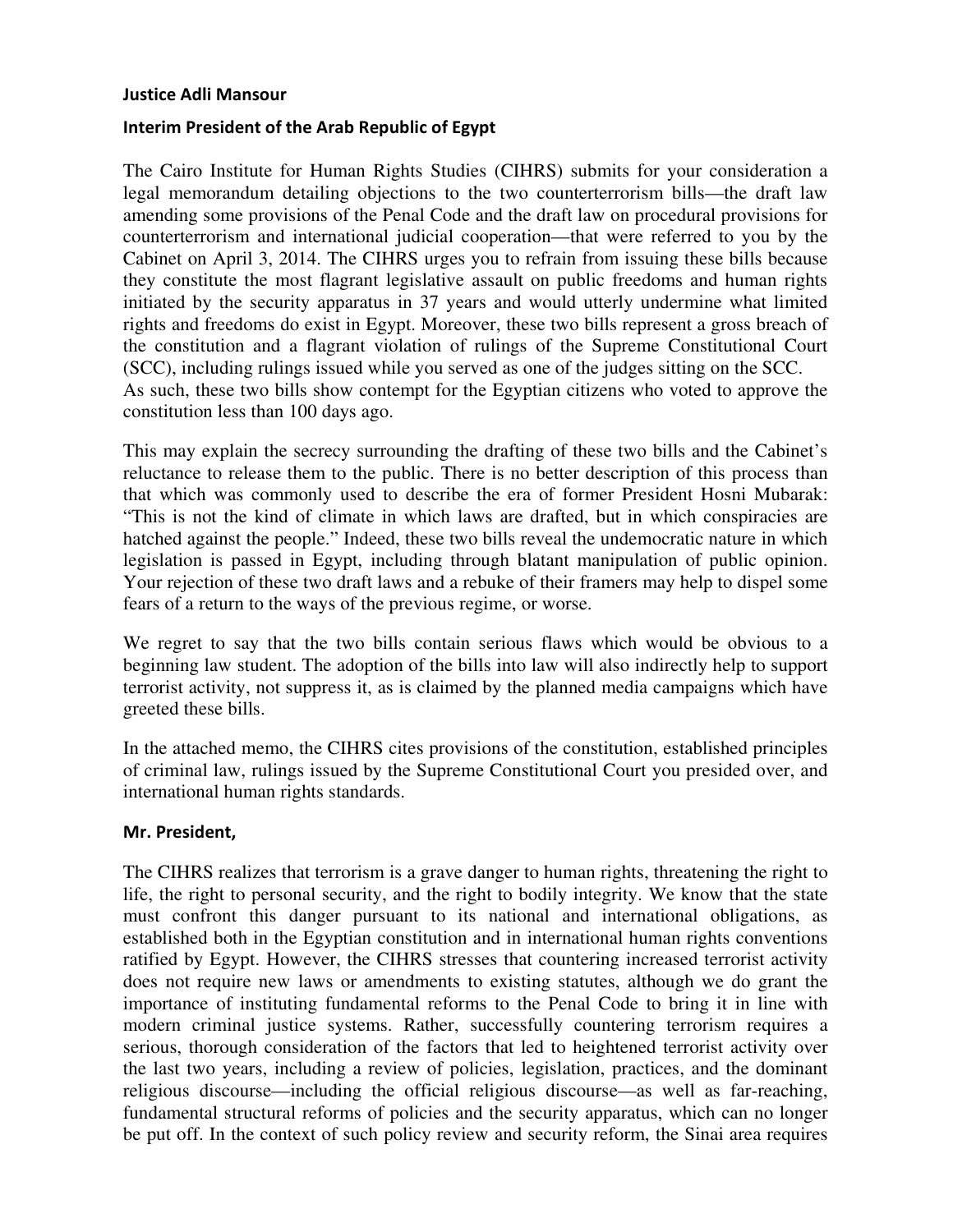**Justice Adli Mansour**

**Interim President of the Arab Republic of Egypt**

The Cairo Institute for Human Rights Studies (CIHRS) submits for your consideration a legal memorandum detailing objections to the two counterterrorism bills—the draft law amending some provisions of the Penal Code and the draft law on procedural provisions for counterterrorism and international judicial cooperation—that were referred to you by the Cabinet on April 3, 2014. The CIHRS urges you to refrain from issuing these bills because they constitute the most flagrant legislative assault on public freedoms and human rights initiated by the security apparatus in 37 years and would utterly undermine what limited rights and freedoms do exist in Egypt. Moreover, these two bills represent a gross breach of the constitution and a flagrant violation of rulings of the Supreme Constitutional Court (SCC), including rulings issued while you served as one of the judges sitting on the SCC. As such, these two bills show contempt for the Egyptian citizens who voted to approve the constitution less than 100 days ago.

This may explain the secrecy surrounding the drafting of these two bills and the Cabinet's reluctance to release them to the public. There is no better description of this process than that which was commonly used to describe the era of former President Hosni Mubarak: "This is not the kind of climate in which laws are drafted, but in which conspiracies are hatched against the people." Indeed, these two bills reveal the undemocratic nature in which legislation is passed in Egypt, including through blatant manipulation of public opinion. Your rejection of these two draft laws and a rebuke of their framers may help to dispel some fears of a return to the ways of the previous regime, or worse.

We regret to say that the two bills contain serious flaws which would be obvious to a beginning law student. The adoption of the bills into law will also indirectly help to support terrorist activity, not suppress it, as is claimed by the planned media campaigns which have greeted these bills.

In the attached memo, the CIHRS cites provisions of the constitution, established principles of criminal law, rulings issued by the Supreme Constitutional Court you presided over, and international human rights standards.

**Mr. President,**

The CIHRS realizes that terrorism is a grave danger to human rights, threatening the right to life, the right to personal security, and the right to bodily integrity. We know that the state must confront this danger pursuant to its national and international obligations, as established both in the Egyptian constitution and in international human rights conventions ratified by Egypt. However, the CIHRS stresses that countering increased terrorist activity does not require new laws or amendments to existing statutes, although we do grant the importance of instituting fundamental reforms to the Penal Code to bring it in line with modern criminal justice systems. Rather, successfully countering terrorism requires a serious, thorough consideration of the factors that led to heightened terrorist activity over the last two years, including a review of policies, legislation, practices, and the dominant religious discourse—including the official religious discourse—as well as far-reaching, fundamental structural reforms of policies and the security apparatus, which can no longer be put off. In the context of such policy review and security reform, the Sinai area requires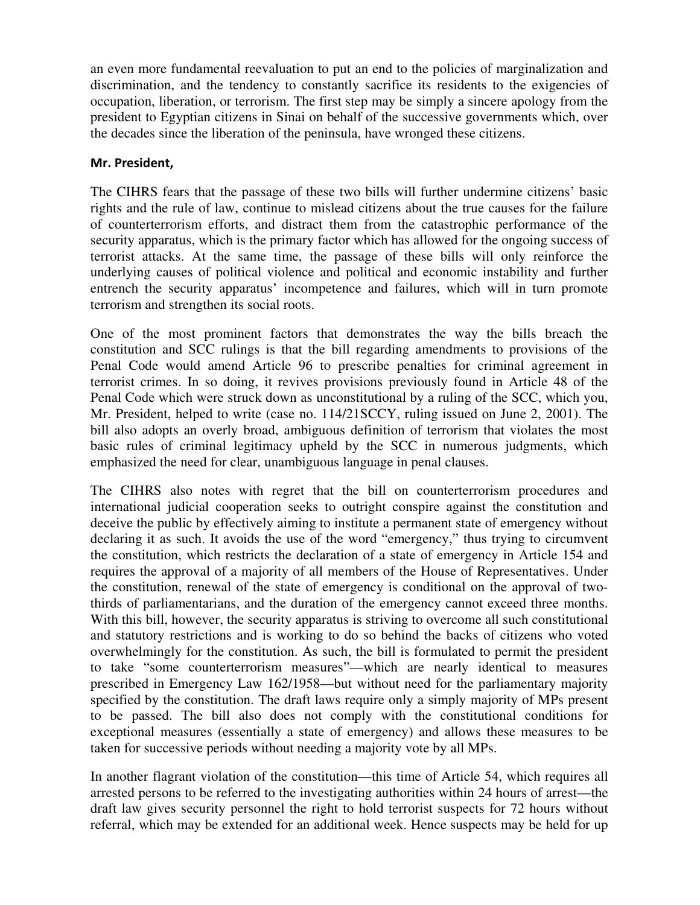an even more fundamental reevaluation to put an end to the policies of marginalization and discrimination, and the tendency to constantly sacrifice its residents to the exigencies of occupation, liberation, or terrorism. The first step may be simply a sincere apology from the president to Egyptian citizens in Sinai on behalf of the successive governments which, over the decades since the liberation of the peninsula, have wronged these citizens.

**Mr. President,**

The CIHRS fears that the passage of these two bills will further undermine citizens' basic rights and the rule of law, continue to mislead citizens about the true causes for the failure of counterterrorism efforts, and distract them from the catastrophic performance of the security apparatus, which is the primary factor which has allowed for the ongoing success of terrorist attacks. At the same time, the passage of these bills will only reinforce the underlying causes of political violence and political and economic instability and further entrench the security apparatus' incompetence and failures, which will in turn promote terrorism and strengthen its social roots.

One of the most prominent factors that demonstrates the way the bills breach the constitution and SCC rulings is that the bill regarding amendments to provisions of the Penal Code would amend Article 96 to prescribe penalties for criminal agreement in terrorist crimes. In so doing, it revives provisions previously found in Article 48 of the Penal Code which were struck down as unconstitutional by a ruling of the SCC, which you, Mr. President, helped to write (case no. 114/21SCCY, ruling issued on June 2, 2001). The bill also adopts an overly broad, ambiguous definition of terrorism that violates the most basic rules of criminal legitimacy upheld by the SCC in numerous judgments, which emphasized the need for clear, unambiguous language in penal clauses.

The CIHRS also notes with regret that the bill on counterterrorism procedures and international judicial cooperation seeks to outright conspire against the constitution and deceive the public by effectively aiming to institute a permanent state of emergency without declaring it as such. It avoids the use of the word "emergency," thus trying to circumvent the constitution, which restricts the declaration of a state of emergency in Article 154 and requires the approval of a majority of all members of the House of Representatives. Under the constitution, renewal of the state of emergency is conditional on the approval of two-thirds of parliamentarians, and the duration of the emergency cannot exceed three months. With this bill, however, the security apparatus is striving to overcome all such constitutional and statutory restrictions and is working to do so behind the backs of citizens who voted overwhelmingly for the constitution. As such, the bill is formulated to permit the president to take "some counterterrorism measures"—which are nearly identical to measures prescribed in Emergency Law 162/1958—but without need for the parliamentary majority specified by the constitution. The draft laws require only a simply majority of MPs present to be passed. The bill also does not comply with the constitutional conditions for exceptional measures (essentially a state of emergency) and allows these measures to be taken for successive periods without needing a majority vote by all MPs.

In another flagrant violation of the constitution—this time of Article 54, which requires all arrested persons to be referred to the investigating authorities within 24 hours of arrest—the draft law gives security personnel the right to hold terrorist suspects for 72 hours without referral, which may be extended for an additional week. Hence suspects may be held for up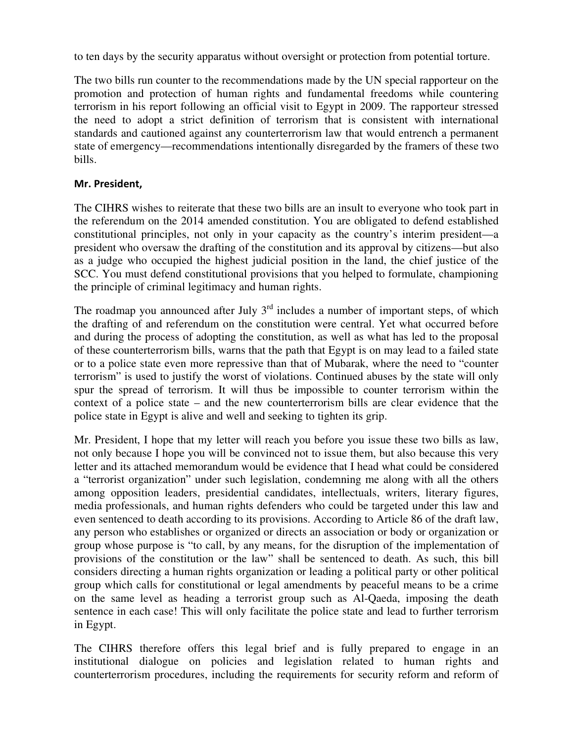to ten days by the security apparatus without oversight or protection from potential torture.

The two bills run counter to the recommendations made by the UN special rapporteur on the promotion and protection of human rights and fundamental freedoms while countering terrorism in his report following an official visit to Egypt in 2009. The rapporteur stressed the need to adopt a strict definition of terrorism that is consistent with international standards and cautioned against any counterterrorism law that would entrench a permanent state of emergency—recommendations intentionally disregarded by the framers of these two bills.

**Mr. President,**

The CIHRS wishes to reiterate that these two bills are an insult to everyone who took part in the referendum on the 2014 amended constitution. You are obligated to defend established constitutional principles, not only in your capacity as the country's interim president—a president who oversaw the drafting of the constitution and its approval by citizens—but also as a judge who occupied the highest judicial position in the land, the chief justice of the SCC. You must defend constitutional provisions that you helped to formulate, championing the principle of criminal legitimacy and human rights.

The roadmap you announced after July 3rd includes a number of important steps, of which the drafting of and referendum on the constitution were central. Yet what occurred before and during the process of adopting the constitution, as well as what has led to the proposal of these counterterrorism bills, warns that the path that Egypt is on may lead to a failed state or to a police state even more repressive than that of Mubarak, where the need to "counter terrorism" is used to justify the worst of violations. Continued abuses by the state will only spur the spread of terrorism. It will thus be impossible to counter terrorism within the context of a police state – and the new counterterrorism bills are clear evidence that the police state in Egypt is alive and well and seeking to tighten its grip.

Mr. President, I hope that my letter will reach you before you issue these two bills as law, not only because I hope you will be convinced not to issue them, but also because this very letter and its attached memorandum would be evidence that I head what could be considered a "terrorist organization" under such legislation, condemning me along with all the others among opposition leaders, presidential candidates, intellectuals, writers, literary figures, media professionals, and human rights defenders who could be targeted under this law and even sentenced to death according to its provisions. According to Article 86 of the draft law, any person who establishes or organized or directs an association or body or organization or group whose purpose is "to call, by any means, for the disruption of the implementation of provisions of the constitution or the law" shall be sentenced to death. As such, this bill considers directing a human rights organization or leading a political party or other political group which calls for constitutional or legal amendments by peaceful means to be a crime on the same level as heading a terrorist group such as Al-Qaeda, imposing the death sentence in each case! This will only facilitate the police state and lead to further terrorism in Egypt.

The CIHRS therefore offers this legal brief and is fully prepared to engage in an institutional dialogue on policies and legislation related to human rights and counterterrorism procedures, including the requirements for security reform and reform of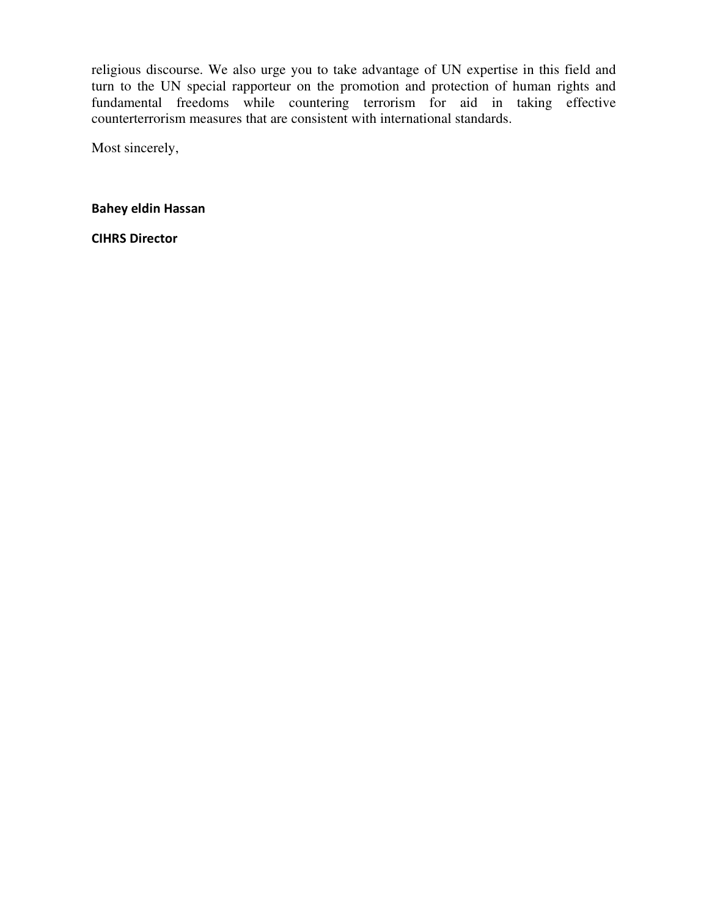religious discourse. We also urge you to take advantage of UN expertise in this field and turn to the UN special rapporteur on the promotion and protection of human rights and fundamental freedoms while countering terrorism for aid in taking effective counterterrorism measures that are consistent with international standards.

Most sincerely,

**Bahey eldin Hassan**

**CIHRS Director**